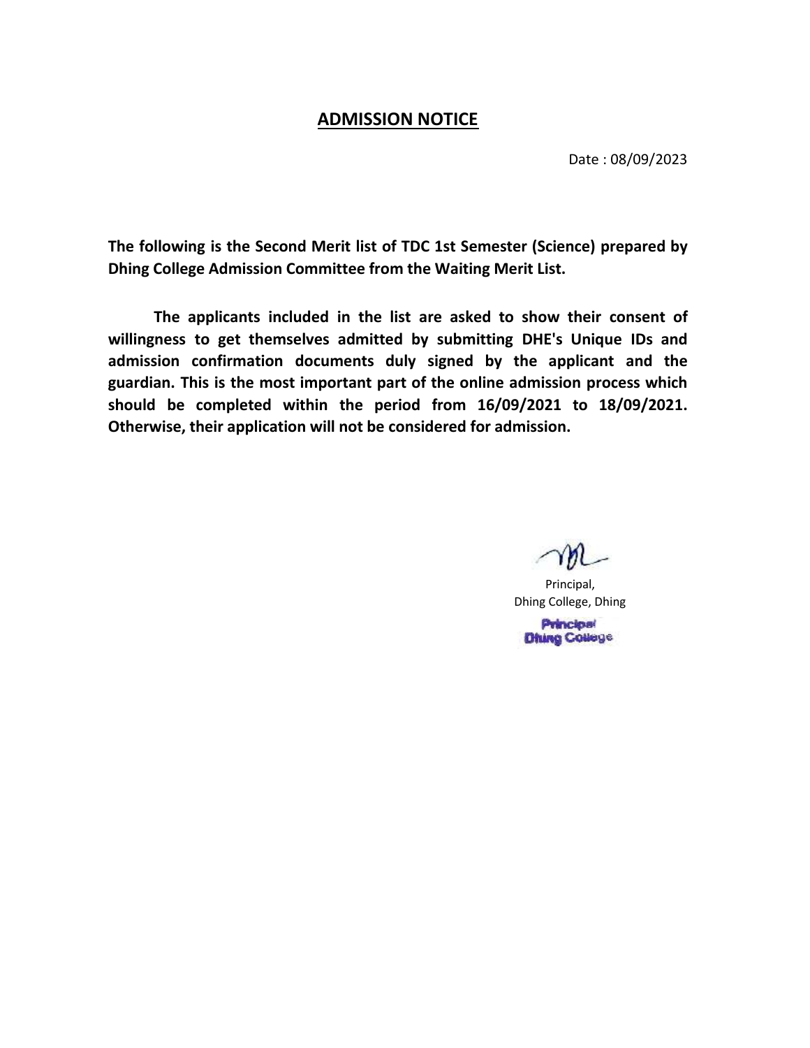## ADMISSION NOTICE

Date : 08/09/2023

**The following is the Second Merit list of TDC 1st Semester (Science) prepared by Dhing College Admission Committee from the Waiting Merit List.**

**The applicants included in the list are asked to show their consent of willingness to get themselves admitted by submitting DHE's Unique IDs and admission confirmation documents duly signed by the applicant and the guardian. This is the most important part of the online admission process which should be completed within the period from 16/09/2021 to 18/09/2021. Otherwise, their application will not be considered for admission.**

Principal,
Dhing College, Dhing

Principal
Dhing College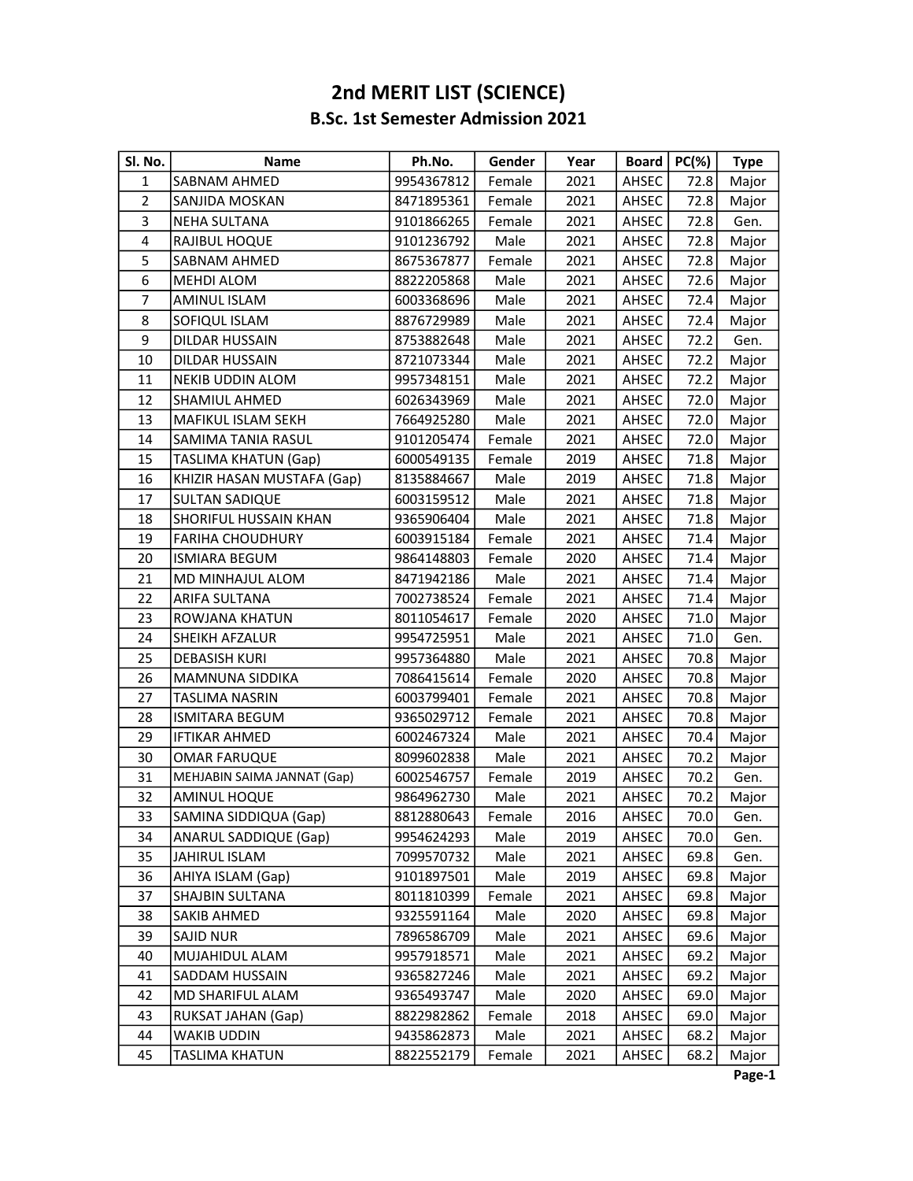# 2nd MERIT LIST (SCIENCE)

## B.Sc. 1st Semester Admission 2021

| Sl. No. | Name | Ph.No. | Gender | Year | Board | PC(%) | Type |
|---|---|---|---|---|---|---|---|
| 1 | SABNAM AHMED | 9954367812 | Female | 2021 | AHSEC | 72.8 | Major |
| 2 | SANJIDA MOSKAN | 8471895361 | Female | 2021 | AHSEC | 72.8 | Major |
| 3 | NEHA SULTANA | 9101866265 | Female | 2021 | AHSEC | 72.8 | Gen. |
| 4 | RAJIBUL HOQUE | 9101236792 | Male | 2021 | AHSEC | 72.8 | Major |
| 5 | SABNAM AHMED | 8675367877 | Female | 2021 | AHSEC | 72.8 | Major |
| 6 | MEHDI ALOM | 8822205868 | Male | 2021 | AHSEC | 72.6 | Major |
| 7 | AMINUL ISLAM | 6003368696 | Male | 2021 | AHSEC | 72.4 | Major |
| 8 | SOFIQUL ISLAM | 8876729989 | Male | 2021 | AHSEC | 72.4 | Major |
| 9 | DILDAR HUSSAIN | 8753882648 | Male | 2021 | AHSEC | 72.2 | Gen. |
| 10 | DILDAR HUSSAIN | 8721073344 | Male | 2021 | AHSEC | 72.2 | Major |
| 11 | NEKIB UDDIN ALOM | 9957348151 | Male | 2021 | AHSEC | 72.2 | Major |
| 12 | SHAMIUL AHMED | 6026343969 | Male | 2021 | AHSEC | 72.0 | Major |
| 13 | MAFIKUL ISLAM SEKH | 7664925280 | Male | 2021 | AHSEC | 72.0 | Major |
| 14 | SAMIMA TANIA RASUL | 9101205474 | Female | 2021 | AHSEC | 72.0 | Major |
| 15 | TASLIMA KHATUN (Gap) | 6000549135 | Female | 2019 | AHSEC | 71.8 | Major |
| 16 | KHIZIR HASAN MUSTAFA (Gap) | 8135884667 | Male | 2019 | AHSEC | 71.8 | Major |
| 17 | SULTAN SADIQUE | 6003159512 | Male | 2021 | AHSEC | 71.8 | Major |
| 18 | SHORIFUL HUSSAIN KHAN | 9365906404 | Male | 2021 | AHSEC | 71.8 | Major |
| 19 | FARIHA CHOUDHURY | 6003915184 | Female | 2021 | AHSEC | 71.4 | Major |
| 20 | ISMIARA BEGUM | 9864148803 | Female | 2020 | AHSEC | 71.4 | Major |
| 21 | MD MINHAJUL ALOM | 8471942186 | Male | 2021 | AHSEC | 71.4 | Major |
| 22 | ARIFA SULTANA | 7002738524 | Female | 2021 | AHSEC | 71.4 | Major |
| 23 | ROWJANA KHATUN | 8011054617 | Female | 2020 | AHSEC | 71.0 | Major |
| 24 | SHEIKH AFZALUR | 9954725951 | Male | 2021 | AHSEC | 71.0 | Gen. |
| 25 | DEBASISH KURI | 9957364880 | Male | 2021 | AHSEC | 70.8 | Major |
| 26 | MAMNUNA SIDDIKA | 7086415614 | Female | 2020 | AHSEC | 70.8 | Major |
| 27 | TASLIMA NASRIN | 6003799401 | Female | 2021 | AHSEC | 70.8 | Major |
| 28 | ISMITARA BEGUM | 9365029712 | Female | 2021 | AHSEC | 70.8 | Major |
| 29 | IFTIKAR AHMED | 6002467324 | Male | 2021 | AHSEC | 70.4 | Major |
| 30 | OMAR FARUQUE | 8099602838 | Male | 2021 | AHSEC | 70.2 | Major |
| 31 | MEHJABIN SAIMA JANNAT (Gap) | 6002546757 | Female | 2019 | AHSEC | 70.2 | Gen. |
| 32 | AMINUL HOQUE | 9864962730 | Male | 2021 | AHSEC | 70.2 | Major |
| 33 | SAMINA SIDDIQUA (Gap) | 8812880643 | Female | 2016 | AHSEC | 70.0 | Gen. |
| 34 | ANARUL SADDIQUE (Gap) | 9954624293 | Male | 2019 | AHSEC | 70.0 | Gen. |
| 35 | JAHIRUL ISLAM | 7099570732 | Male | 2021 | AHSEC | 69.8 | Gen. |
| 36 | AHIYA ISLAM (Gap) | 9101897501 | Male | 2019 | AHSEC | 69.8 | Major |
| 37 | SHAJBIN SULTANA | 8011810399 | Female | 2021 | AHSEC | 69.8 | Major |
| 38 | SAKIB AHMED | 9325591164 | Male | 2020 | AHSEC | 69.8 | Major |
| 39 | SAJID NUR | 7896586709 | Male | 2021 | AHSEC | 69.6 | Major |
| 40 | MUJAHIDUL ALAM | 9957918571 | Male | 2021 | AHSEC | 69.2 | Major |
| 41 | SADDAM HUSSAIN | 9365827246 | Male | 2021 | AHSEC | 69.2 | Major |
| 42 | MD SHARIFUL ALAM | 9365493747 | Male | 2020 | AHSEC | 69.0 | Major |
| 43 | RUKSAT JAHAN (Gap) | 8822982862 | Female | 2018 | AHSEC | 69.0 | Major |
| 44 | WAKIB UDDIN | 9435862873 | Male | 2021 | AHSEC | 68.2 | Major |
| 45 | TASLIMA KHATUN | 8822552179 | Female | 2021 | AHSEC | 68.2 | Major |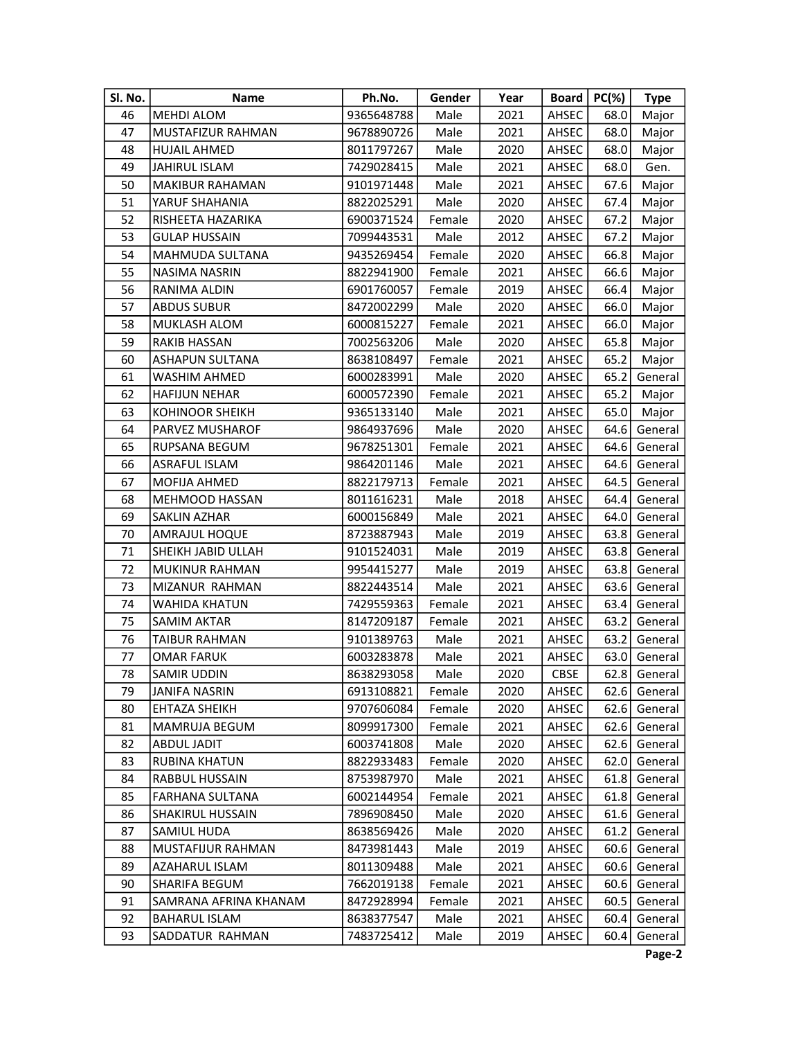| Sl. No. | Name | Ph.No. | Gender | Year | Board | PC(%) | Type |
|---|---|---|---|---|---|---|---|
| 46 | MEHDI ALOM | 9365648788 | Male | 2021 | AHSEC | 68.0 | Major |
| 47 | MUSTAFIZUR RAHMAN | 9678890726 | Male | 2021 | AHSEC | 68.0 | Major |
| 48 | HUJAIL AHMED | 8011797267 | Male | 2020 | AHSEC | 68.0 | Major |
| 49 | JAHIRUL ISLAM | 7429028415 | Male | 2021 | AHSEC | 68.0 | Gen. |
| 50 | MAKIBUR RAHAMAN | 9101971448 | Male | 2021 | AHSEC | 67.6 | Major |
| 51 | YARUF SHAHANIA | 8822025291 | Male | 2020 | AHSEC | 67.4 | Major |
| 52 | RISHEETA HAZARIKA | 6900371524 | Female | 2020 | AHSEC | 67.2 | Major |
| 53 | GULAP HUSSAIN | 7099443531 | Male | 2012 | AHSEC | 67.2 | Major |
| 54 | MAHMUDA SULTANA | 9435269454 | Female | 2020 | AHSEC | 66.8 | Major |
| 55 | NASIMA NASRIN | 8822941900 | Female | 2021 | AHSEC | 66.6 | Major |
| 56 | RANIMA ALDIN | 6901760057 | Female | 2019 | AHSEC | 66.4 | Major |
| 57 | ABDUS SUBUR | 8472002299 | Male | 2020 | AHSEC | 66.0 | Major |
| 58 | MUKLASH ALOM | 6000815227 | Female | 2021 | AHSEC | 66.0 | Major |
| 59 | RAKIB HASSAN | 7002563206 | Male | 2020 | AHSEC | 65.8 | Major |
| 60 | ASHAPUN SULTANA | 8638108497 | Female | 2021 | AHSEC | 65.2 | Major |
| 61 | WASHIM AHMED | 6000283991 | Male | 2020 | AHSEC | 65.2 | General |
| 62 | HAFIJUN NEHAR | 6000572390 | Female | 2021 | AHSEC | 65.2 | Major |
| 63 | KOHINOOR SHEIKH | 9365133140 | Male | 2021 | AHSEC | 65.0 | Major |
| 64 | PARVEZ MUSHAROF | 9864937696 | Male | 2020 | AHSEC | 64.6 | General |
| 65 | RUPSANA BEGUM | 9678251301 | Female | 2021 | AHSEC | 64.6 | General |
| 66 | ASRAFUL ISLAM | 9864201146 | Male | 2021 | AHSEC | 64.6 | General |
| 67 | MOFIJA AHMED | 8822179713 | Female | 2021 | AHSEC | 64.5 | General |
| 68 | MEHMOOD HASSAN | 8011616231 | Male | 2018 | AHSEC | 64.4 | General |
| 69 | SAKLIN AZHAR | 6000156849 | Male | 2021 | AHSEC | 64.0 | General |
| 70 | AMRAJUL HOQUE | 8723887943 | Male | 2019 | AHSEC | 63.8 | General |
| 71 | SHEIKH JABID ULLAH | 9101524031 | Male | 2019 | AHSEC | 63.8 | General |
| 72 | MUKINUR RAHMAN | 9954415277 | Male | 2019 | AHSEC | 63.8 | General |
| 73 | MIZANUR RAHMAN | 8822443514 | Male | 2021 | AHSEC | 63.6 | General |
| 74 | WAHIDA KHATUN | 7429559363 | Female | 2021 | AHSEC | 63.4 | General |
| 75 | SAMIM AKTAR | 8147209187 | Female | 2021 | AHSEC | 63.2 | General |
| 76 | TAIBUR RAHMAN | 9101389763 | Male | 2021 | AHSEC | 63.2 | General |
| 77 | OMAR FARUK | 6003283878 | Male | 2021 | AHSEC | 63.0 | General |
| 78 | SAMIR UDDIN | 8638293058 | Male | 2020 | CBSE | 62.8 | General |
| 79 | JANIFA NASRIN | 6913108821 | Female | 2020 | AHSEC | 62.6 | General |
| 80 | EHTAZA SHEIKH | 9707606084 | Female | 2020 | AHSEC | 62.6 | General |
| 81 | MAMRUJA BEGUM | 8099917300 | Female | 2021 | AHSEC | 62.6 | General |
| 82 | ABDUL JADIT | 6003741808 | Male | 2020 | AHSEC | 62.6 | General |
| 83 | RUBINA KHATUN | 8822933483 | Female | 2020 | AHSEC | 62.0 | General |
| 84 | RABBUL HUSSAIN | 8753987970 | Male | 2021 | AHSEC | 61.8 | General |
| 85 | FARHANA SULTANA | 6002144954 | Female | 2021 | AHSEC | 61.8 | General |
| 86 | SHAKIRUL HUSSAIN | 7896908450 | Male | 2020 | AHSEC | 61.6 | General |
| 87 | SAMIUL HUDA | 8638569426 | Male | 2020 | AHSEC | 61.2 | General |
| 88 | MUSTAFIJUR RAHMAN | 8473981443 | Male | 2019 | AHSEC | 60.6 | General |
| 89 | AZAHARUL ISLAM | 8011309488 | Male | 2021 | AHSEC | 60.6 | General |
| 90 | SHARIFA BEGUM | 7662019138 | Female | 2021 | AHSEC | 60.6 | General |
| 91 | SAMRANA AFRINA KHANAM | 8472928994 | Female | 2021 | AHSEC | 60.5 | General |
| 92 | BAHARUL ISLAM | 8638377547 | Male | 2021 | AHSEC | 60.4 | General |
| 93 | SADDATUR RAHMAN | 7483725412 | Male | 2019 | AHSEC | 60.4 | General |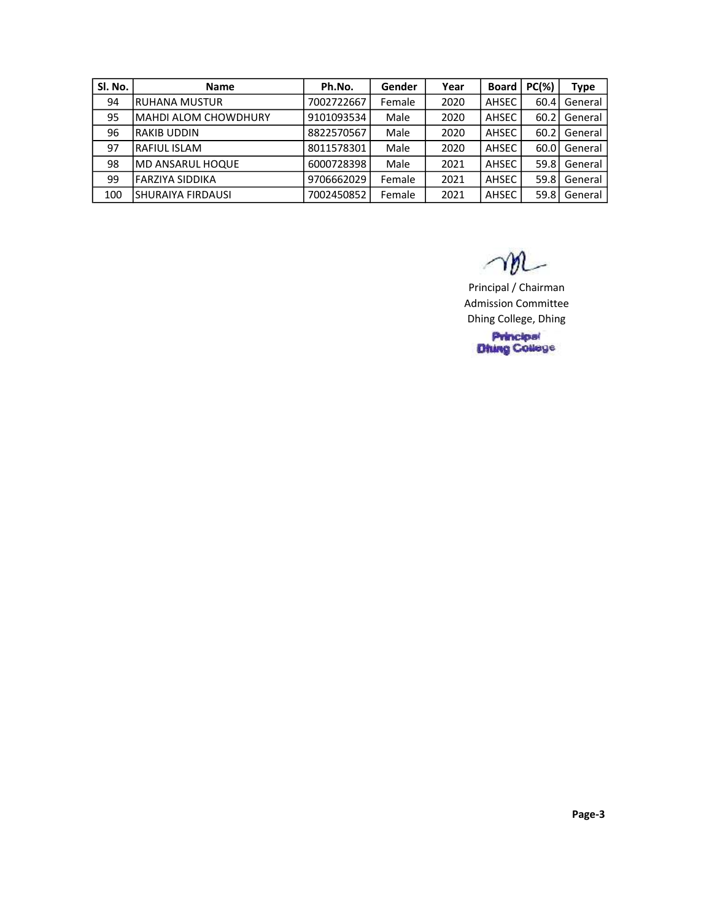| Sl. No. | Name | Ph.No. | Gender | Year | Board | PC(%) | Type |
|---|---|---|---|---|---|---|---|
| 94 | RUHANA MUSTUR | 7002722667 | Female | 2020 | AHSEC | 60.4 | General |
| 95 | MAHDI ALOM CHOWDHURY | 9101093534 | Male | 2020 | AHSEC | 60.2 | General |
| 96 | RAKIB UDDIN | 8822570567 | Male | 2020 | AHSEC | 60.2 | General |
| 97 | RAFIUL ISLAM | 8011578301 | Male | 2020 | AHSEC | 60.0 | General |
| 98 | MD ANSARUL HOQUE | 6000728398 | Male | 2021 | AHSEC | 59.8 | General |
| 99 | FARZIYA SIDDIKA | 9706662029 | Female | 2021 | AHSEC | 59.8 | General |
| 100 | SHURAIYA FIRDAUSI | 7002450852 | Female | 2021 | AHSEC | 59.8 | General |

Principal / Chairman
Admission Committee
Dhing College, Dhing

Principal
Dhing College